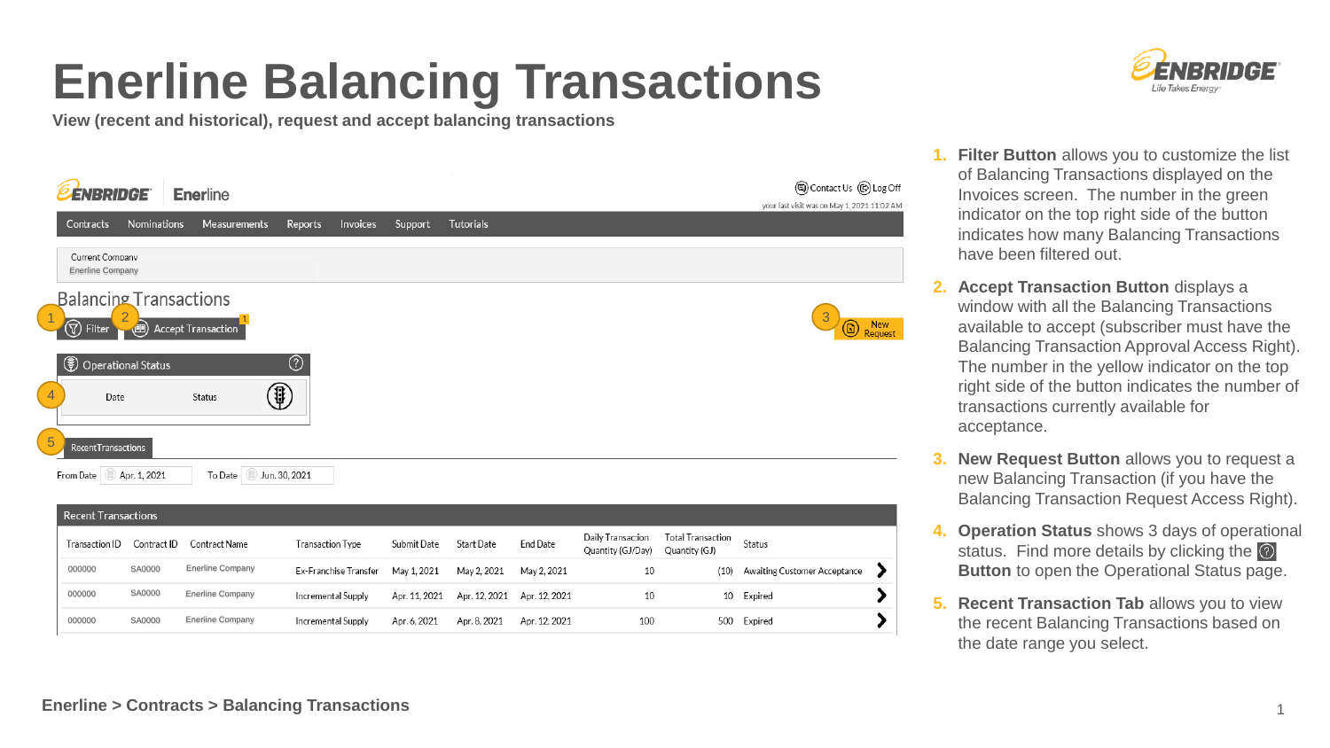# Enerline Balancing Transactions

**View (recent and historical), request and accept balancing transactions**

ENBRIDGE Enerline

Contact Us | Log Off

your last visit was on May 1, 2021 11:02 AM

Contracts | Nominations | Measurements | Reports | Invoices | Support | Tutorials

Current Company
Enerline Company

## Balancing Transactions

1 Filter | 2 Accept Transaction (1) | 3 New Request

Operational Status

4 | Date | Status

5 Recent Transactions

From Date: Apr. 1, 2021 | To Date: Jun. 30, 2021

Recent Transactions

| Transaction ID | Contract ID | Contract Name | Transaction Type | Submit Date | Start Date | End Date | Daily Transaction Quantity (GJ/Day) | Total Transaction Quantity (GJ) | Status |
|---|---|---|---|---|---|---|---|---|---|
| 000000 | SA0000 | Enerline Company | Ex-Franchise Transfer | May 1, 2021 | May 2, 2021 | May 2, 2021 | 10 | (10) | Awaiting Customer Acceptance |
| 000000 | SA0000 | Enerline Company | Incremental Supply | Apr. 11, 2021 | Apr. 12, 2021 | Apr. 12, 2021 | 10 | 10 | Expired |
| 000000 | SA0000 | Enerline Company | Incremental Supply | Apr. 6, 2021 | Apr. 8, 2021 | Apr. 12, 2021 | 100 | 500 | Expired |

1. **Filter Button** allows you to customize the list of Balancing Transactions displayed on the Invoices screen. The number in the green indicator on the top right side of the button indicates how many Balancing Transactions have been filtered out.
2. **Accept Transaction Button** displays a window with all the Balancing Transactions available to accept (subscriber must have the Balancing Transaction Approval Access Right). The number in the yellow indicator on the top right side of the button indicates the number of transactions currently available for acceptance.
3. **New Request Button** allows you to request a new Balancing Transaction (if you have the Balancing Transaction Request Access Right).
4. **Operation Status** shows 3 days of operational status. Find more details by clicking the ? **Button** to open the Operational Status page.
5. **Recent Transaction Tab** allows you to view the recent Balancing Transactions based on the date range you select.

**Enerline > Contracts > Balancing Transactions**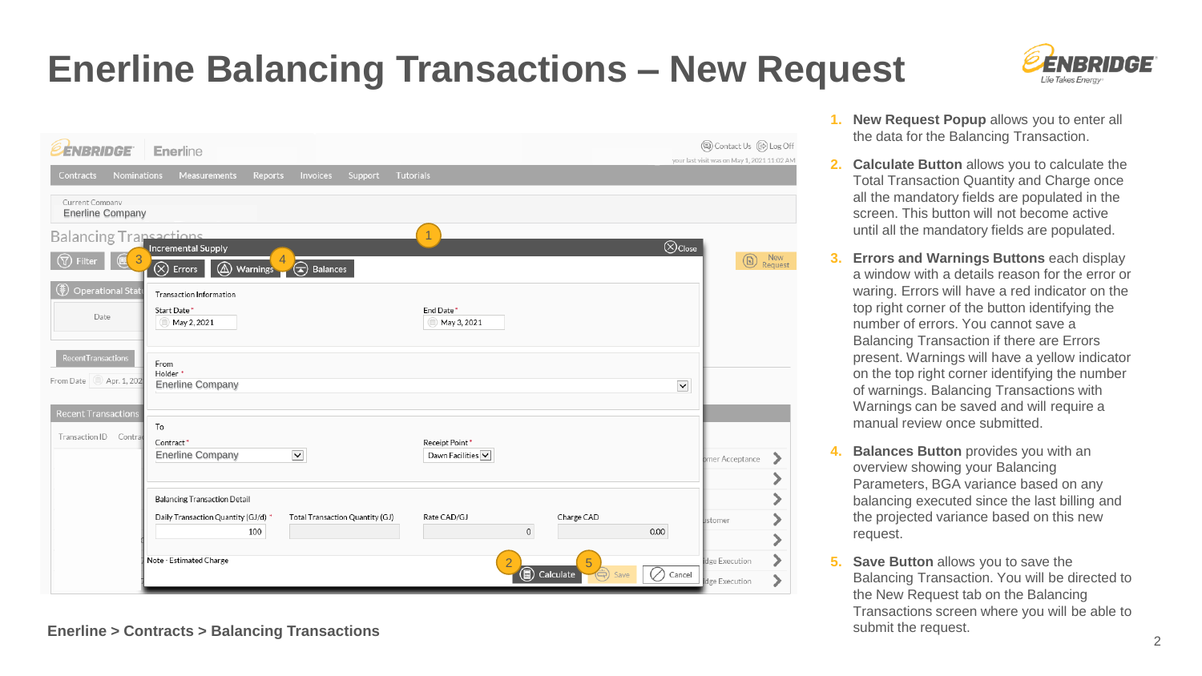# Enerline Balancing Transactions – New Request

1. **New Request Popup** allows you to enter all the data for the Balancing Transaction.
2. **Calculate Button** allows you to calculate the Total Transaction Quantity and Charge once all the mandatory fields are populated in the screen. This button will not become active until all the mandatory fields are populated.
3. **Errors and Warnings Buttons** each display a window with a details reason for the error or waring. Errors will have a red indicator on the top right corner of the button identifying the number of errors. You cannot save a Balancing Transaction if there are Errors present. Warnings will have a yellow indicator on the top right corner identifying the number of warnings. Balancing Transactions with Warnings can be saved and will require a manual review once submitted.
4. **Balances Button** provides you with an overview showing your Balancing Parameters, BGA variance based on any balancing executed since the last billing and the projected variance based on this new request.
5. **Save Button** allows you to save the Balancing Transaction. You will be directed to the New Request tab on the Balancing Transactions screen where you will be able to submit the request.

Enerline > Contracts > Balancing Transactions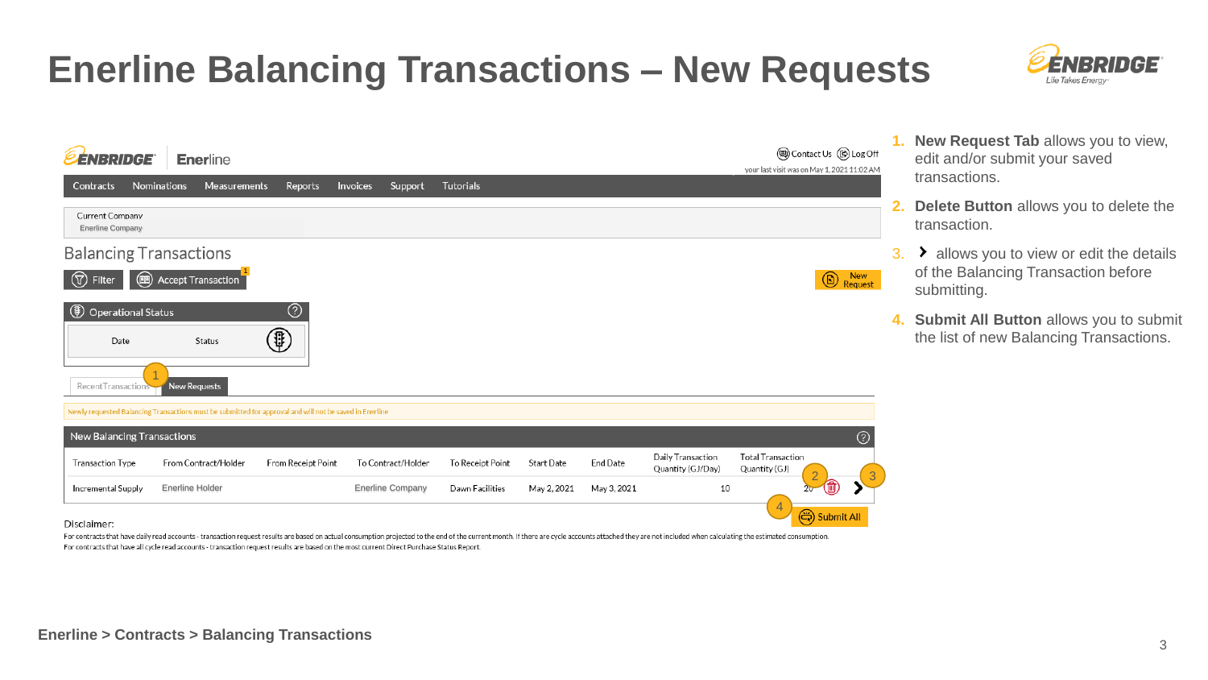# Enerline Balancing Transactions – New Requests

ENBRIDGE Enerline

Contact Us | Log Off

your last visit was on May 1, 2021 11:02 AM

Contracts | Nominations | Measurements | Reports | Invoices | Support | Tutorials

Current Company
Enerline Company

## Balancing Transactions

Filter | Accept Transaction | New Request

Operational Status

| Date | Status |
|---|---|

Recent Transactions | New Requests

Newly requested Balancing Transactions must be submitted for approval and will not be saved in Enerline

**New Balancing Transactions**

| Transaction Type | From Contract/Holder | From Receipt Point | To Contract/Holder | To Receipt Point | Start Date | End Date | Daily Transaction Quantity (GJ/Day) | Total Transaction Quantity (GJ) |
|---|---|---|---|---|---|---|---|---|
| Incremental Supply | Enerline Holder | | Enerline Company | Dawn Facilities | May 2, 2021 | May 3, 2021 | 10 | 20 |

Submit All

Disclaimer:

For contracts that have daily read accounts - transaction request results are based on actual consumption projected to the end of the current month. If there are cycle accounts attached they are not included when calculating the estimated consumption.

For contracts that have all cycle read accounts - transaction request results are based on the most current Direct Purchase Status Report.

1. **New Request Tab** allows you to view, edit and/or submit your saved transactions.
2. **Delete Button** allows you to delete the transaction.
3. **›** allows you to view or edit the details of the Balancing Transaction before submitting.
4. **Submit All Button** allows you to submit the list of new Balancing Transactions.

**Enerline > Contracts > Balancing Transactions**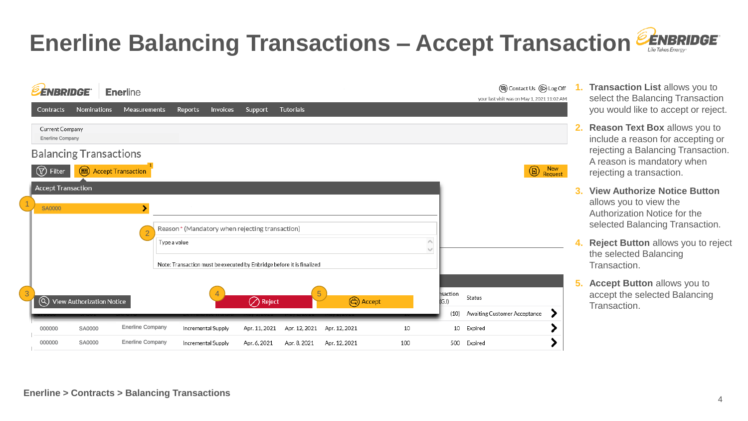# Enerline Balancing Transactions – Accept Transaction

ENBRIDGE Enerline

Contact Us Log Off

your last visit was on May 1, 2021 11:02 AM

Contracts Nominations Measurements Reports Invoices Support Tutorials

Current Company
Enerline Company

Balancing Transactions

Filter | Accept Transaction | New Request

Accept Transaction

1 SA0000

2 Reason * (Mandatory when rejecting transaction)

Type a value

Note: Transaction must be executed by Enbridge before it is finalized

3 View Authorization Notice

4 Reject

5 Accept

| | | | | | | | | | | |
|---|---|---|---|---|---|---|---|---|---|---|
| | | | | | | | | | (10) | Awaiting Customer Acceptance |
| 000000 | SA0000 | Enerline Company | Incremental Supply | Apr. 11, 2021 | Apr. 12, 2021 | Apr. 12, 2021 | 10 | | 10 | Expired |
| 000000 | SA0000 | Enerline Company | Incremental Supply | Apr. 6, 2021 | Apr. 8, 2021 | Apr. 12, 2021 | 100 | | 500 | Expired |

1. **Transaction List** allows you to select the Balancing Transaction you would like to accept or reject.
2. **Reason Text Box** allows you to include a reason for accepting or rejecting a Balancing Transaction. A reason is mandatory when rejecting a transaction.
3. **View Authorize Notice Button** allows you to view the Authorization Notice for the selected Balancing Transaction.
4. **Reject Button** allows you to reject the selected Balancing Transaction.
5. **Accept Button** allows you to accept the selected Balancing Transaction.

**Enerline > Contracts > Balancing Transactions**